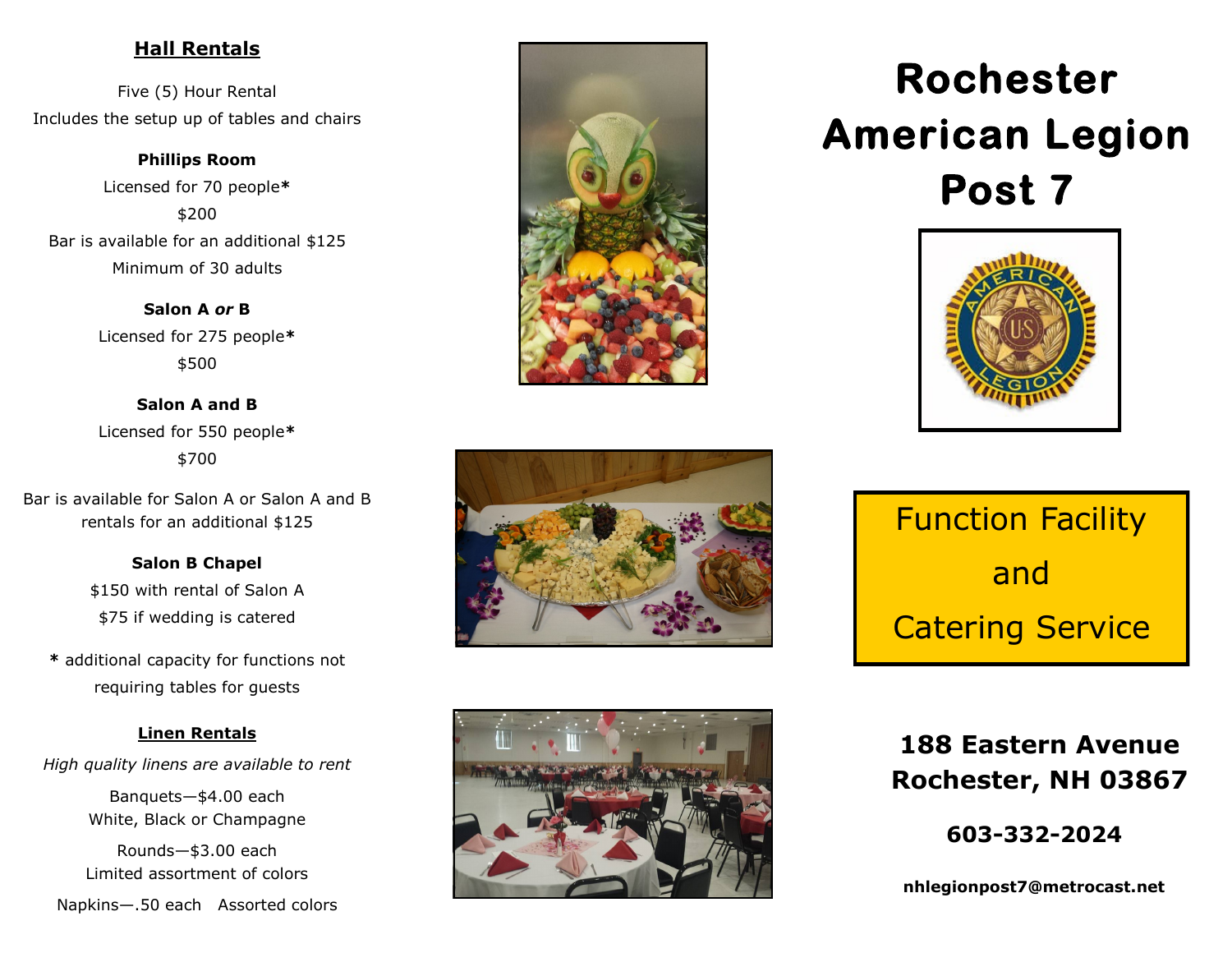## Hall Rentals

Five (5) Hour Rental

Includes the setup up of tables and chairs

**Phillips Room**

Licensed for 70 people**\***

$200

Bar is available for an additional $125

Minimum of 30 adults

**Salon A *or* B**

Licensed for 275 people**\***

$500

**Salon A and B**

Licensed for 550 people**\***

$700

Bar is available for Salon A or Salon A and B rentals for an additional $125

**Salon B Chapel**

$150 with rental of Salon A

$75 if wedding is catered

**\*** additional capacity for functions not requiring tables for guests

## Linen Rentals

*High quality linens are available to rent*

Banquets—$4.00 each
White, Black or Champagne

Rounds—$3.00 each
Limited assortment of colors

Napkins—.50 each Assorted colors

# Rochester American Legion Post 7

Function Facility

and

Catering Service

**188 Eastern Avenue**
**Rochester, NH 03867**

**603-332-2024**

**nhlegionpost7@metrocast.net**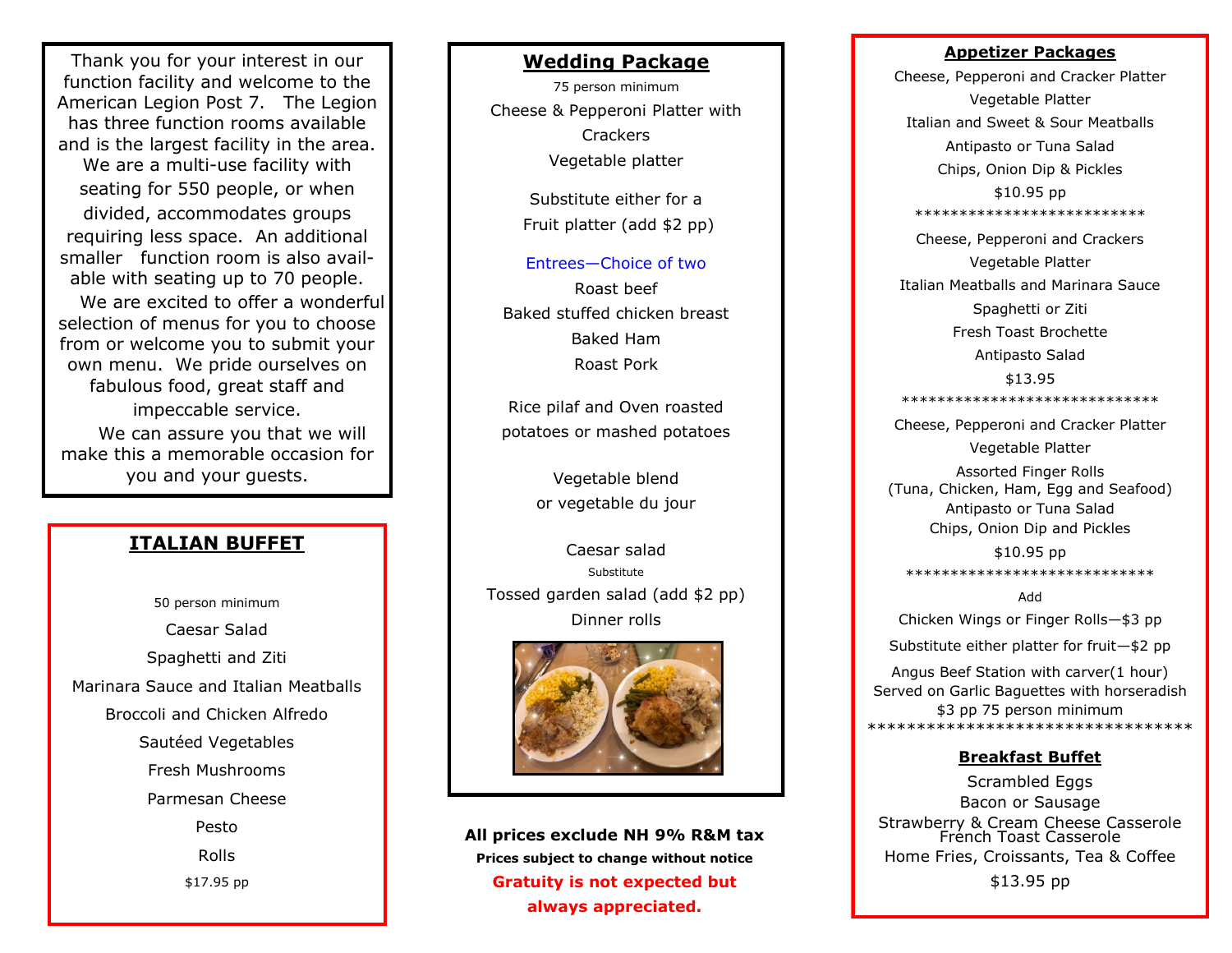Thank you for your interest in our function facility and welcome to the American Legion Post 7. The Legion has three function rooms available and is the largest facility in the area. We are a multi-use facility with seating for 550 people, or when divided, accommodates groups requiring less space. An additional smaller function room is also available with seating up to 70 people.

We are excited to offer a wonderful selection of menus for you to choose from or welcome you to submit your own menu. We pride ourselves on fabulous food, great staff and impeccable service.

We can assure you that we will make this a memorable occasion for you and your guests.

## ITALIAN BUFFET

50 person minimum

Caesar Salad

Spaghetti and Ziti

Marinara Sauce and Italian Meatballs

Broccoli and Chicken Alfredo

Sautéed Vegetables

Fresh Mushrooms

Parmesan Cheese

Pesto

Rolls

$17.95 pp

## Wedding Package

75 person minimum

Cheese & Pepperoni Platter with Crackers

Vegetable platter

Substitute either for a Fruit platter (add $2 pp)

Entrees—Choice of two

Roast beef

Baked stuffed chicken breast

Baked Ham

Roast Pork

Rice pilaf and Oven roasted potatoes or mashed potatoes

Vegetable blend or vegetable du jour

Caesar salad

Substitute

Tossed garden salad (add $2 pp)

Dinner rolls

**All prices exclude NH 9% R&M tax**

**Prices subject to change without notice**

**Gratuity is not expected but always appreciated.**

## Appetizer Packages

Cheese, Pepperoni and Cracker Platter

Vegetable Platter

Italian and Sweet & Sour Meatballs

Antipasto or Tuna Salad

Chips, Onion Dip & Pickles

$10.95 pp

**************************

Cheese, Pepperoni and Crackers

Vegetable Platter

Italian Meatballs and Marinara Sauce

Spaghetti or Ziti

Fresh Toast Brochette

Antipasto Salad

$13.95

*****************************

Cheese, Pepperoni and Cracker Platter

Vegetable Platter

Assorted Finger Rolls (Tuna, Chicken, Ham, Egg and Seafood)

Antipasto or Tuna Salad

Chips, Onion Dip and Pickles

$10.95 pp

****************************

Add

Chicken Wings or Finger Rolls—$3 pp

Substitute either platter for fruit—$2 pp

Angus Beef Station with carver(1 hour) Served on Garlic Baguettes with horseradish $3 pp 75 person minimum

*********************************

## Breakfast Buffet

Scrambled Eggs

Bacon or Sausage

Strawberry & Cream Cheese Casserole

French Toast Casserole

Home Fries, Croissants, Tea & Coffee

$13.95 pp